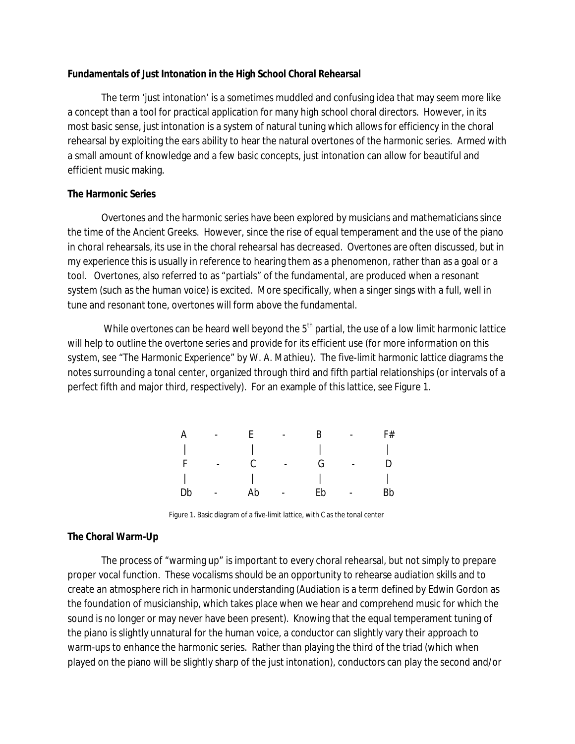**Fundamentals of Just Intonation in the High School Choral Rehearsal**

The term 'just intonation' is a sometimes muddled and confusing idea that may seem more like a concept than a tool for practical application for many high school choral directors. However, in its most basic sense, just intonation is a system of natural tuning which allows for efficiency in the choral rehearsal by exploiting the ears ability to hear the natural overtones of the harmonic series. Armed with a small amount of knowledge and a few basic concepts, just intonation can allow for beautiful and efficient music making.

**The Harmonic Series**

Overtones and the harmonic series have been explored by musicians and mathematicians since the time of the Ancient Greeks. However, since the rise of equal temperament and the use of the piano in choral rehearsals, its use in the choral rehearsal has decreased. Overtones are often discussed, but in my experience this is usually in reference to hearing them as a phenomenon, rather than as a goal or a tool. Overtones, also referred to as "partials" of the fundamental, are produced when a resonant system (such as the human voice) is excited. More specifically, when a singer sings with a full, well in tune and resonant tone, overtones will form above the fundamental.

While overtones can be heard well beyond the 5th partial, the use of a low limit harmonic lattice will help to outline the overtone series and provide for its efficient use (for more information on this system, see "The Harmonic Experience" by W. A. Mathieu). The five-limit harmonic lattice diagrams the notes surrounding a tonal center, organized through third and fifth partial relationships (or intervals of a perfect fifth and major third, respectively). For an example of this lattice, see Figure 1.

```
A   -   E   -   B   -   F#
|       |       |       |
F   -   C   -   G   -   D
|       |       |       |
Db  -   Ab  -   Eb  -   Bb
```

Figure 1. Basic diagram of a five-limit lattice, with C as the tonal center

**The Choral Warm-Up**

The process of "warming up" is important to every choral rehearsal, but not simply to prepare proper vocal function. These vocalisms should be an opportunity to rehearse audiation skills and to create an atmosphere rich in harmonic understanding (Audiation is a term defined by Edwin Gordon as the foundation of musicianship, which takes place when we hear and comprehend music for which the sound is no longer or may never have been present). Knowing that the equal temperament tuning of the piano is slightly unnatural for the human voice, a conductor can slightly vary their approach to warm-ups to enhance the harmonic series. Rather than playing the third of the triad (which when played on the piano will be slightly sharp of the just intonation), conductors can play the second and/or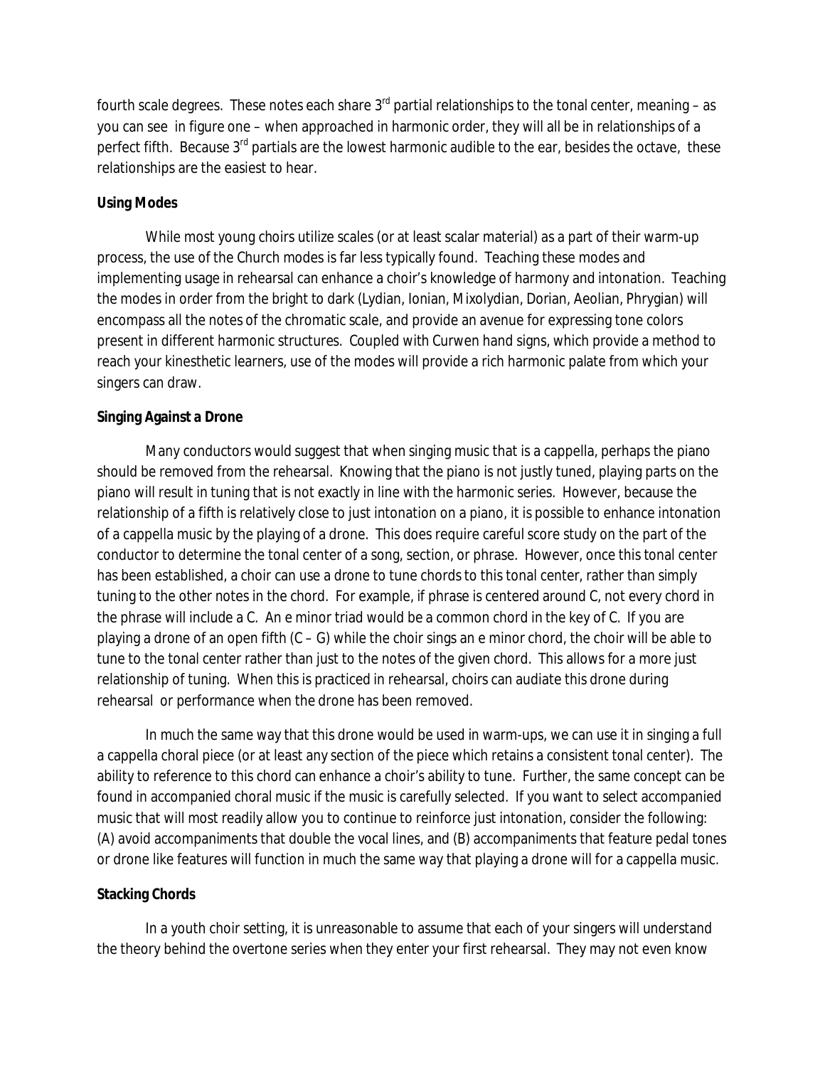fourth scale degrees. These notes each share 3rd partial relationships to the tonal center, meaning – as you can see in figure one – when approached in harmonic order, they will all be in relationships of a perfect fifth. Because 3rd partials are the lowest harmonic audible to the ear, besides the octave, these relationships are the easiest to hear.

**Using Modes**

While most young choirs utilize scales (or at least scalar material) as a part of their warm-up process, the use of the Church modes is far less typically found. Teaching these modes and implementing usage in rehearsal can enhance a choir's knowledge of harmony and intonation. Teaching the modes in order from the bright to dark (Lydian, Ionian, Mixolydian, Dorian, Aeolian, Phrygian) will encompass all the notes of the chromatic scale, and provide an avenue for expressing tone colors present in different harmonic structures. Coupled with Curwen hand signs, which provide a method to reach your kinesthetic learners, use of the modes will provide a rich harmonic palate from which your singers can draw.

**Singing Against a Drone**

Many conductors would suggest that when singing music that is a cappella, perhaps the piano should be removed from the rehearsal. Knowing that the piano is not justly tuned, playing parts on the piano will result in tuning that is not exactly in line with the harmonic series. However, because the relationship of a fifth is relatively close to just intonation on a piano, it is possible to enhance intonation of a cappella music by the playing of a drone. This does require careful score study on the part of the conductor to determine the tonal center of a song, section, or phrase. However, once this tonal center has been established, a choir can use a drone to tune chords to this tonal center, rather than simply tuning to the other notes in the chord. For example, if phrase is centered around C, not every chord in the phrase will include a C. An e minor triad would be a common chord in the key of C. If you are playing a drone of an open fifth (C – G) while the choir sings an e minor chord, the choir will be able to tune to the tonal center rather than just to the notes of the given chord. This allows for a more just relationship of tuning. When this is practiced in rehearsal, choirs can audiate this drone during rehearsal or performance when the drone has been removed.

In much the same way that this drone would be used in warm-ups, we can use it in singing a full a cappella choral piece (or at least any section of the piece which retains a consistent tonal center). The ability to reference to this chord can enhance a choir's ability to tune. Further, the same concept can be found in accompanied choral music if the music is carefully selected. If you want to select accompanied music that will most readily allow you to continue to reinforce just intonation, consider the following: (A) avoid accompaniments that double the vocal lines, and (B) accompaniments that feature pedal tones or drone like features will function in much the same way that playing a drone will for a cappella music.

**Stacking Chords**

In a youth choir setting, it is unreasonable to assume that each of your singers will understand the theory behind the overtone series when they enter your first rehearsal. They may not even know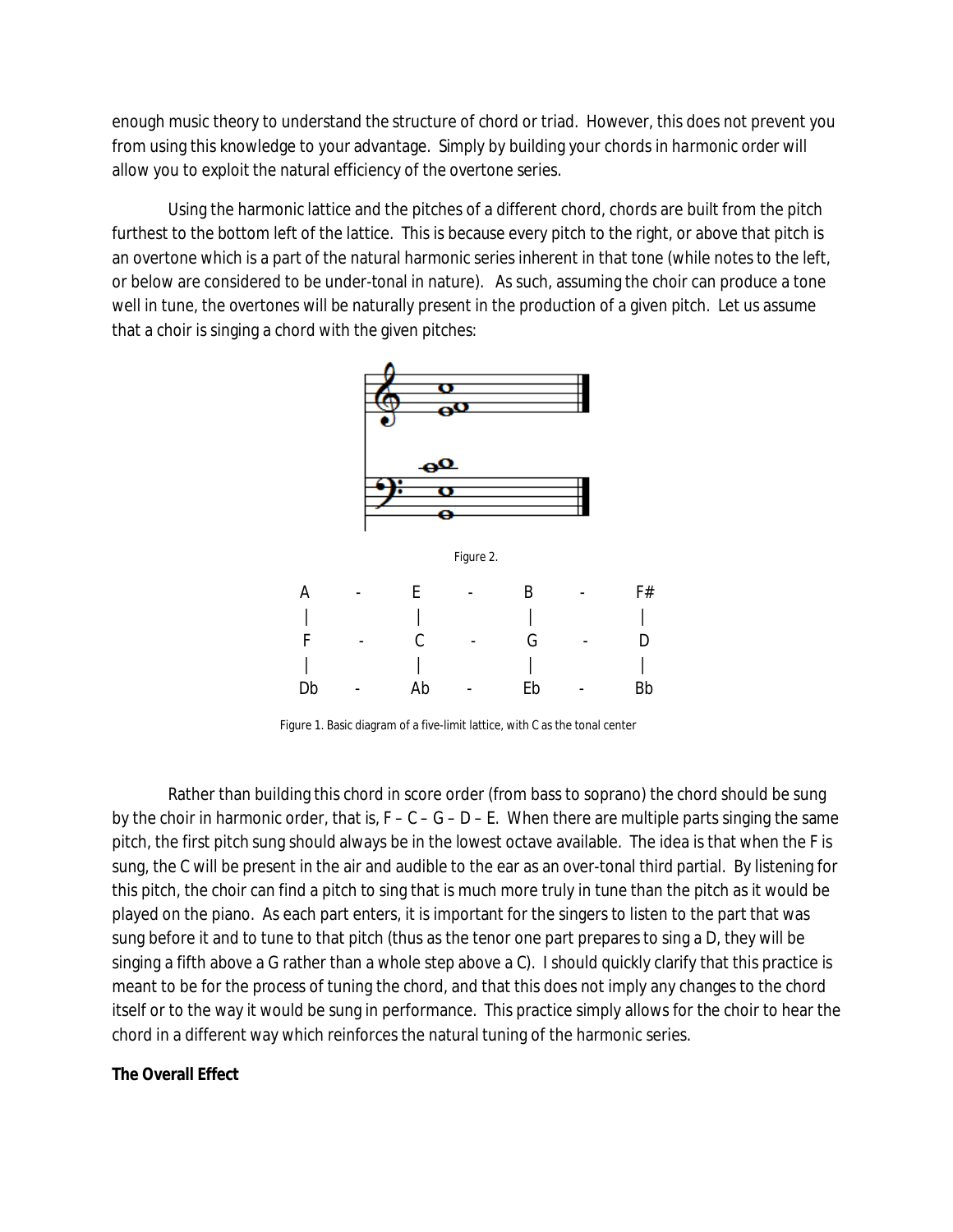enough music theory to understand the structure of chord or triad. However, this does not prevent you from using this knowledge to your advantage. Simply by building your chords in harmonic order will allow you to exploit the natural efficiency of the overtone series.

Using the harmonic lattice and the pitches of a different chord, chords are built from the pitch furthest to the bottom left of the lattice. This is because every pitch to the right, or above that pitch is an overtone which is a part of the natural harmonic series inherent in that tone (while notes to the left, or below are considered to be under-tonal in nature). As such, assuming the choir can produce a tone well in tune, the overtones will be naturally present in the production of a given pitch. Let us assume that a choir is singing a chord with the given pitches:

Figure 2.

```
A   -   E   -   B   -   F#
|       |       |       |
F   -   C   -   G   -   D
|       |       |       |
Db  -   Ab  -   Eb  -   Bb
```

Figure 1. Basic diagram of a five-limit lattice, with C as the tonal center

Rather than building this chord in score order (from bass to soprano) the chord should be sung by the choir in harmonic order, that is, F – C – G – D – E. When there are multiple parts singing the same pitch, the first pitch sung should always be in the lowest octave available. The idea is that when the F is sung, the C will be present in the air and audible to the ear as an over-tonal third partial. By listening for this pitch, the choir can find a pitch to sing that is much more truly in tune than the pitch as it would be played on the piano. As each part enters, it is important for the singers to listen to the part that was sung before it and to tune to that pitch (thus as the tenor one part prepares to sing a D, they will be singing a fifth above a G rather than a whole step above a C). I should quickly clarify that this practice is meant to be for the process of tuning the chord, and that this does not imply any changes to the chord itself or to the way it would be sung in performance. This practice simply allows for the choir to hear the chord in a different way which reinforces the natural tuning of the harmonic series.

**The Overall Effect**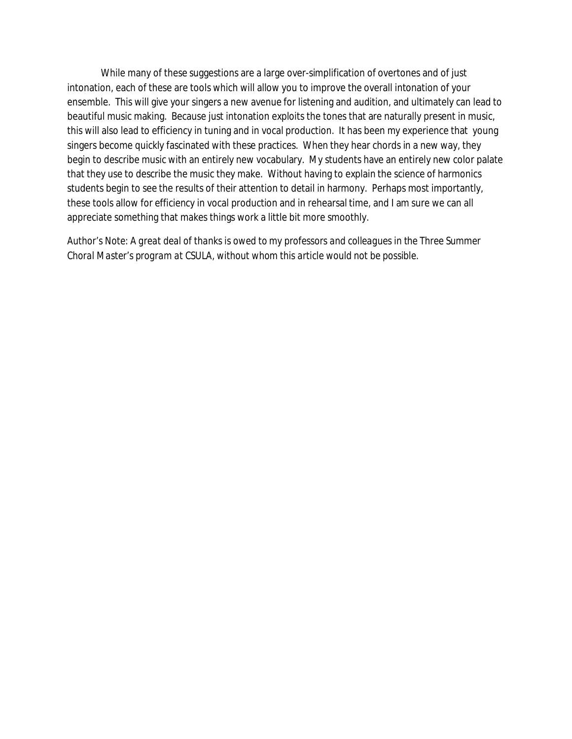While many of these suggestions are a large over-simplification of overtones and of just intonation, each of these are tools which will allow you to improve the overall intonation of your ensemble. This will give your singers a new avenue for listening and audition, and ultimately can lead to beautiful music making. Because just intonation exploits the tones that are naturally present in music, this will also lead to efficiency in tuning and in vocal production. It has been my experience that young singers become quickly fascinated with these practices. When they hear chords in a new way, they begin to describe music with an entirely new vocabulary. My students have an entirely new color palate that they use to describe the music they make. Without having to explain the science of harmonics students begin to see the results of their attention to detail in harmony. Perhaps most importantly, these tools allow for efficiency in vocal production and in rehearsal time, and I am sure we can all appreciate something that makes things work a little bit more smoothly.

*Author's Note: A great deal of thanks is owed to my professors and colleagues in the Three Summer Choral Master's program at CSULA, without whom this article would not be possible.*